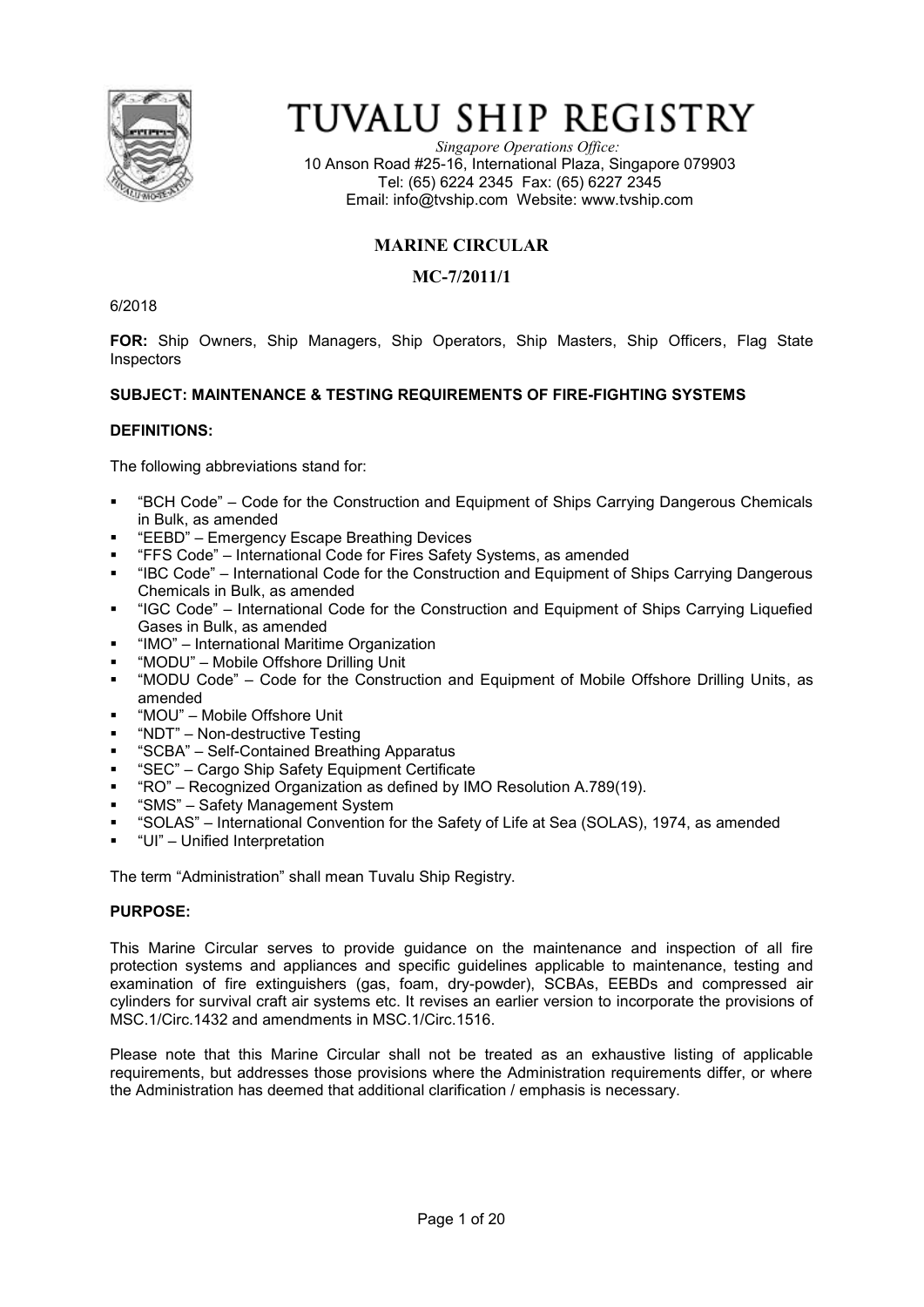# TUVALU SHIP REGISTRY

*Singapore Operations Office:*
10 Anson Road #25-16, International Plaza, Singapore 079903
Tel: (65) 6224 2345 Fax: (65) 6227 2345
Email: info@tvship.com Website: www.tvship.com

## MARINE CIRCULAR

## MC-7/2011/1

6/2018

**FOR:** Ship Owners, Ship Managers, Ship Operators, Ship Masters, Ship Officers, Flag State Inspectors

**SUBJECT: MAINTENANCE & TESTING REQUIREMENTS OF FIRE-FIGHTING SYSTEMS**

**DEFINITIONS:**

The following abbreviations stand for:

- "BCH Code" – Code for the Construction and Equipment of Ships Carrying Dangerous Chemicals in Bulk, as amended
- "EEBD" – Emergency Escape Breathing Devices
- "FFS Code" – International Code for Fires Safety Systems, as amended
- "IBC Code" – International Code for the Construction and Equipment of Ships Carrying Dangerous Chemicals in Bulk, as amended
- "IGC Code" – International Code for the Construction and Equipment of Ships Carrying Liquefied Gases in Bulk, as amended
- "IMO" – International Maritime Organization
- "MODU" – Mobile Offshore Drilling Unit
- "MODU Code" – Code for the Construction and Equipment of Mobile Offshore Drilling Units, as amended
- "MOU" – Mobile Offshore Unit
- "NDT" – Non-destructive Testing
- "SCBA" – Self-Contained Breathing Apparatus
- "SEC" – Cargo Ship Safety Equipment Certificate
- "RO" – Recognized Organization as defined by IMO Resolution A.789(19).
- "SMS" – Safety Management System
- "SOLAS" – International Convention for the Safety of Life at Sea (SOLAS), 1974, as amended
- "UI" – Unified Interpretation

The term "Administration" shall mean Tuvalu Ship Registry.

**PURPOSE:**

This Marine Circular serves to provide guidance on the maintenance and inspection of all fire protection systems and appliances and specific guidelines applicable to maintenance, testing and examination of fire extinguishers (gas, foam, dry-powder), SCBAs, EEBDs and compressed air cylinders for survival craft air systems etc. It revises an earlier version to incorporate the provisions of MSC.1/Circ.1432 and amendments in MSC.1/Circ.1516.

Please note that this Marine Circular shall not be treated as an exhaustive listing of applicable requirements, but addresses those provisions where the Administration requirements differ, or where the Administration has deemed that additional clarification / emphasis is necessary.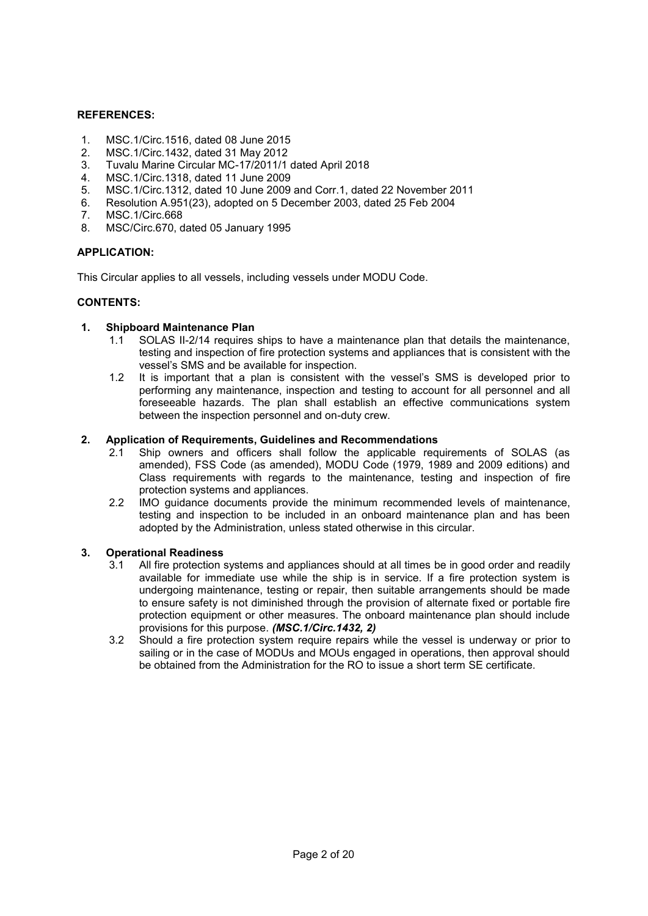**REFERENCES:**

1. MSC.1/Circ.1516, dated 08 June 2015
2. MSC.1/Circ.1432, dated 31 May 2012
3. Tuvalu Marine Circular MC-17/2011/1 dated April 2018
4. MSC.1/Circ.1318, dated 11 June 2009
5. MSC.1/Circ.1312, dated 10 June 2009 and Corr.1, dated 22 November 2011
6. Resolution A.951(23), adopted on 5 December 2003, dated 25 Feb 2004
7. MSC.1/Circ.668
8. MSC/Circ.670, dated 05 January 1995

**APPLICATION:**

This Circular applies to all vessels, including vessels under MODU Code.

**CONTENTS:**

**1. Shipboard Maintenance Plan**

1.1 SOLAS II-2/14 requires ships to have a maintenance plan that details the maintenance, testing and inspection of fire protection systems and appliances that is consistent with the vessel's SMS and be available for inspection.

1.2 It is important that a plan is consistent with the vessel's SMS is developed prior to performing any maintenance, inspection and testing to account for all personnel and all foreseeable hazards. The plan shall establish an effective communications system between the inspection personnel and on-duty crew.

**2. Application of Requirements, Guidelines and Recommendations**

2.1 Ship owners and officers shall follow the applicable requirements of SOLAS (as amended), FSS Code (as amended), MODU Code (1979, 1989 and 2009 editions) and Class requirements with regards to the maintenance, testing and inspection of fire protection systems and appliances.

2.2 IMO guidance documents provide the minimum recommended levels of maintenance, testing and inspection to be included in an onboard maintenance plan and has been adopted by the Administration, unless stated otherwise in this circular.

**3. Operational Readiness**

3.1 All fire protection systems and appliances should at all times be in good order and readily available for immediate use while the ship is in service. If a fire protection system is undergoing maintenance, testing or repair, then suitable arrangements should be made to ensure safety is not diminished through the provision of alternate fixed or portable fire protection equipment or other measures. The onboard maintenance plan should include provisions for this purpose. ***(MSC.1/Circ.1432, 2)***

3.2 Should a fire protection system require repairs while the vessel is underway or prior to sailing or in the case of MODUs and MOUs engaged in operations, then approval should be obtained from the Administration for the RO to issue a short term SE certificate.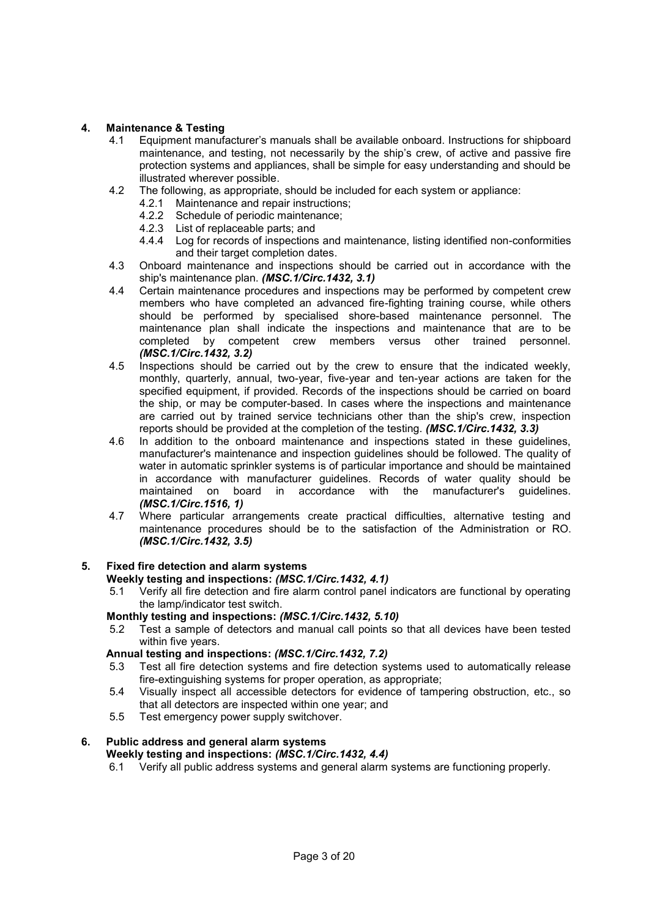## 4. Maintenance & Testing

4.1 Equipment manufacturer's manuals shall be available onboard. Instructions for shipboard maintenance, and testing, not necessarily by the ship's crew, of active and passive fire protection systems and appliances, shall be simple for easy understanding and should be illustrated wherever possible.

4.2 The following, as appropriate, should be included for each system or appliance:

- 4.2.1 Maintenance and repair instructions;
- 4.2.2 Schedule of periodic maintenance;
- 4.2.3 List of replaceable parts; and
- 4.4.4 Log for records of inspections and maintenance, listing identified non-conformities and their target completion dates.

4.3 Onboard maintenance and inspections should be carried out in accordance with the ship's maintenance plan. ***(MSC.1/Circ.1432, 3.1)***

4.4 Certain maintenance procedures and inspections may be performed by competent crew members who have completed an advanced fire-fighting training course, while others should be performed by specialised shore-based maintenance personnel. The maintenance plan shall indicate the inspections and maintenance that are to be completed by competent crew members versus other trained personnel. ***(MSC.1/Circ.1432, 3.2)***

4.5 Inspections should be carried out by the crew to ensure that the indicated weekly, monthly, quarterly, annual, two-year, five-year and ten-year actions are taken for the specified equipment, if provided. Records of the inspections should be carried on board the ship, or may be computer-based. In cases where the inspections and maintenance are carried out by trained service technicians other than the ship's crew, inspection reports should be provided at the completion of the testing. ***(MSC.1/Circ.1432, 3.3)***

4.6 In addition to the onboard maintenance and inspections stated in these guidelines, manufacturer's maintenance and inspection guidelines should be followed. The quality of water in automatic sprinkler systems is of particular importance and should be maintained in accordance with manufacturer guidelines. Records of water quality should be maintained on board in accordance with the manufacturer's guidelines. ***(MSC.1/Circ.1516, 1)***

4.7 Where particular arrangements create practical difficulties, alternative testing and maintenance procedures should be to the satisfaction of the Administration or RO. ***(MSC.1/Circ.1432, 3.5)***

## 5. Fixed fire detection and alarm systems

**Weekly testing and inspections:** ***(MSC.1/Circ.1432, 4.1)***

5.1 Verify all fire detection and fire alarm control panel indicators are functional by operating the lamp/indicator test switch.

**Monthly testing and inspections:** ***(MSC.1/Circ.1432, 5.10)***

5.2 Test a sample of detectors and manual call points so that all devices have been tested within five years.

**Annual testing and inspections:** ***(MSC.1/Circ.1432, 7.2)***

5.3 Test all fire detection systems and fire detection systems used to automatically release fire-extinguishing systems for proper operation, as appropriate;

5.4 Visually inspect all accessible detectors for evidence of tampering obstruction, etc., so that all detectors are inspected within one year; and

5.5 Test emergency power supply switchover.

## 6. Public address and general alarm systems

**Weekly testing and inspections:** ***(MSC.1/Circ.1432, 4.4)***

6.1 Verify all public address systems and general alarm systems are functioning properly.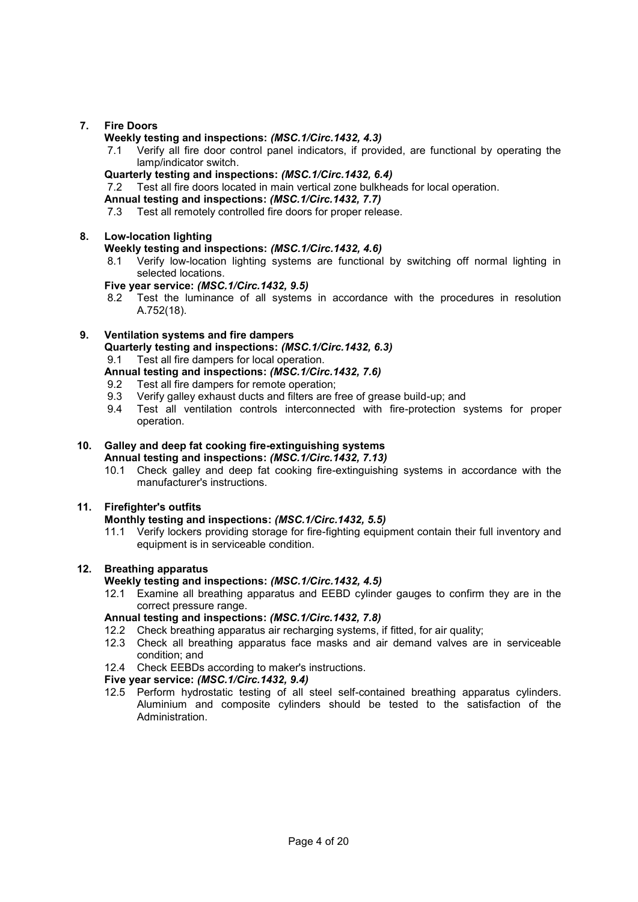## 7. Fire Doors

**Weekly testing and inspections:** *(MSC.1/Circ.1432, 4.3)*

7.1 Verify all fire door control panel indicators, if provided, are functional by operating the lamp/indicator switch.

**Quarterly testing and inspections:** *(MSC.1/Circ.1432, 6.4)*

7.2 Test all fire doors located in main vertical zone bulkheads for local operation.

**Annual testing and inspections:** *(MSC.1/Circ.1432, 7.7)*

7.3 Test all remotely controlled fire doors for proper release.

## 8. Low-location lighting

**Weekly testing and inspections:** *(MSC.1/Circ.1432, 4.6)*

8.1 Verify low-location lighting systems are functional by switching off normal lighting in selected locations.

**Five year service:** *(MSC.1/Circ.1432, 9.5)*

8.2 Test the luminance of all systems in accordance with the procedures in resolution A.752(18).

## 9. Ventilation systems and fire dampers

**Quarterly testing and inspections:** *(MSC.1/Circ.1432, 6.3)*

9.1 Test all fire dampers for local operation.

**Annual testing and inspections:** *(MSC.1/Circ.1432, 7.6)*

9.2 Test all fire dampers for remote operation;

9.3 Verify galley exhaust ducts and filters are free of grease build-up; and

9.4 Test all ventilation controls interconnected with fire-protection systems for proper operation.

## 10. Galley and deep fat cooking fire-extinguishing systems

**Annual testing and inspections:** *(MSC.1/Circ.1432, 7.13)*

10.1 Check galley and deep fat cooking fire-extinguishing systems in accordance with the manufacturer's instructions.

## 11. Firefighter's outfits

**Monthly testing and inspections:** *(MSC.1/Circ.1432, 5.5)*

11.1 Verify lockers providing storage for fire-fighting equipment contain their full inventory and equipment is in serviceable condition.

## 12. Breathing apparatus

**Weekly testing and inspections:** *(MSC.1/Circ.1432, 4.5)*

12.1 Examine all breathing apparatus and EEBD cylinder gauges to confirm they are in the correct pressure range.

**Annual testing and inspections:** *(MSC.1/Circ.1432, 7.8)*

12.2 Check breathing apparatus air recharging systems, if fitted, for air quality;

12.3 Check all breathing apparatus face masks and air demand valves are in serviceable condition; and

12.4 Check EEBDs according to maker's instructions.

**Five year service:** *(MSC.1/Circ.1432, 9.4)*

12.5 Perform hydrostatic testing of all steel self-contained breathing apparatus cylinders. Aluminium and composite cylinders should be tested to the satisfaction of the Administration.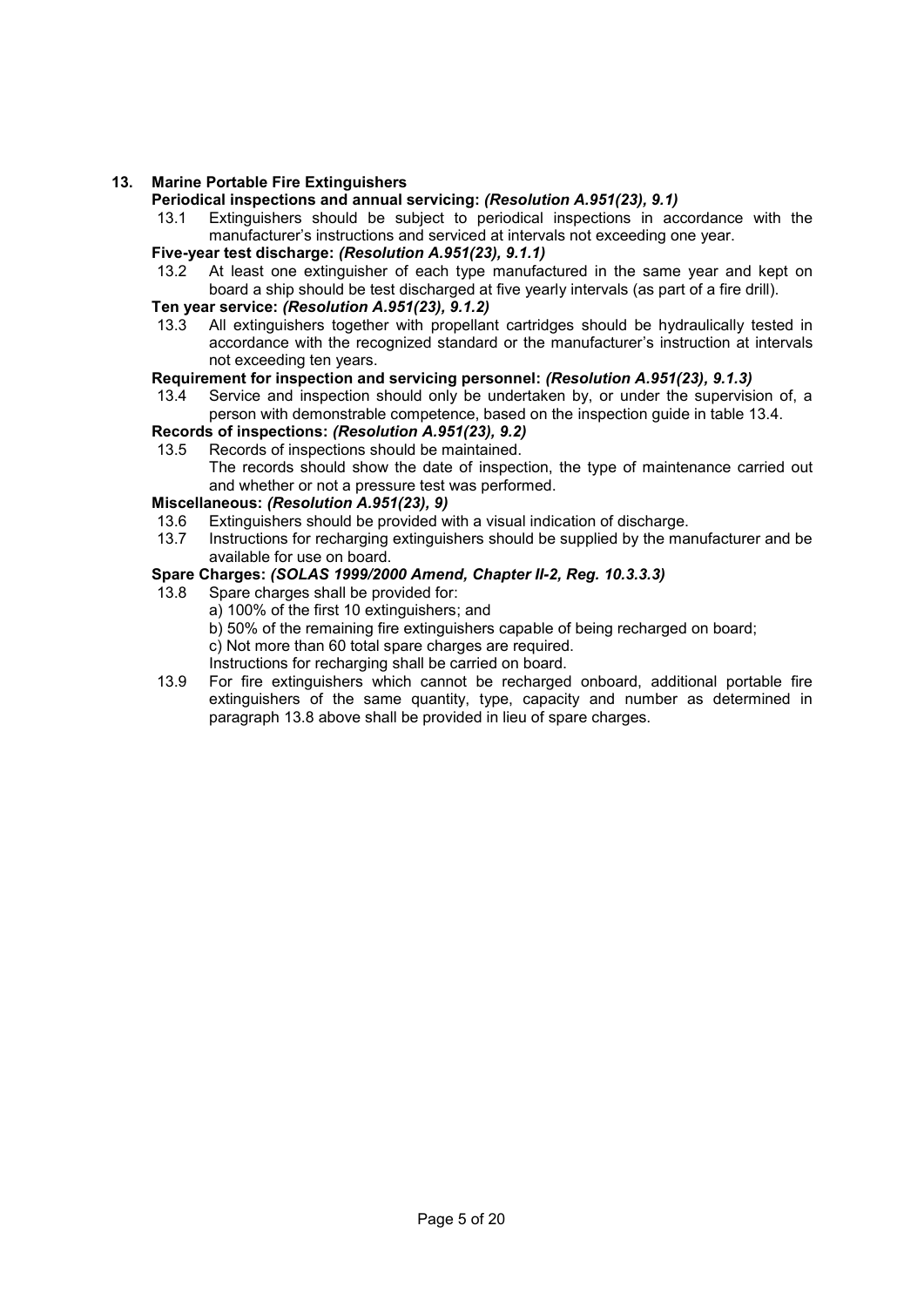## 13. Marine Portable Fire Extinguishers

**Periodical inspections and annual servicing:** ***(Resolution A.951(23), 9.1)***

13.1 Extinguishers should be subject to periodical inspections in accordance with the manufacturer's instructions and serviced at intervals not exceeding one year.

**Five-year test discharge:** ***(Resolution A.951(23), 9.1.1)***

13.2 At least one extinguisher of each type manufactured in the same year and kept on board a ship should be test discharged at five yearly intervals (as part of a fire drill).

**Ten year service:** ***(Resolution A.951(23), 9.1.2)***

13.3 All extinguishers together with propellant cartridges should be hydraulically tested in accordance with the recognized standard or the manufacturer's instruction at intervals not exceeding ten years.

**Requirement for inspection and servicing personnel:** ***(Resolution A.951(23), 9.1.3)***

13.4 Service and inspection should only be undertaken by, or under the supervision of, a person with demonstrable competence, based on the inspection guide in table 13.4.

**Records of inspections:** ***(Resolution A.951(23), 9.2)***

13.5 Records of inspections should be maintained.
The records should show the date of inspection, the type of maintenance carried out and whether or not a pressure test was performed.

**Miscellaneous:** ***(Resolution A.951(23), 9)***

13.6 Extinguishers should be provided with a visual indication of discharge.

13.7 Instructions for recharging extinguishers should be supplied by the manufacturer and be available for use on board.

**Spare Charges:** ***(SOLAS 1999/2000 Amend, Chapter II-2, Reg. 10.3.3.3)***

13.8 Spare charges shall be provided for:
a) 100% of the first 10 extinguishers; and
b) 50% of the remaining fire extinguishers capable of being recharged on board;
c) Not more than 60 total spare charges are required.
Instructions for recharging shall be carried on board.

13.9 For fire extinguishers which cannot be recharged onboard, additional portable fire extinguishers of the same quantity, type, capacity and number as determined in paragraph 13.8 above shall be provided in lieu of spare charges.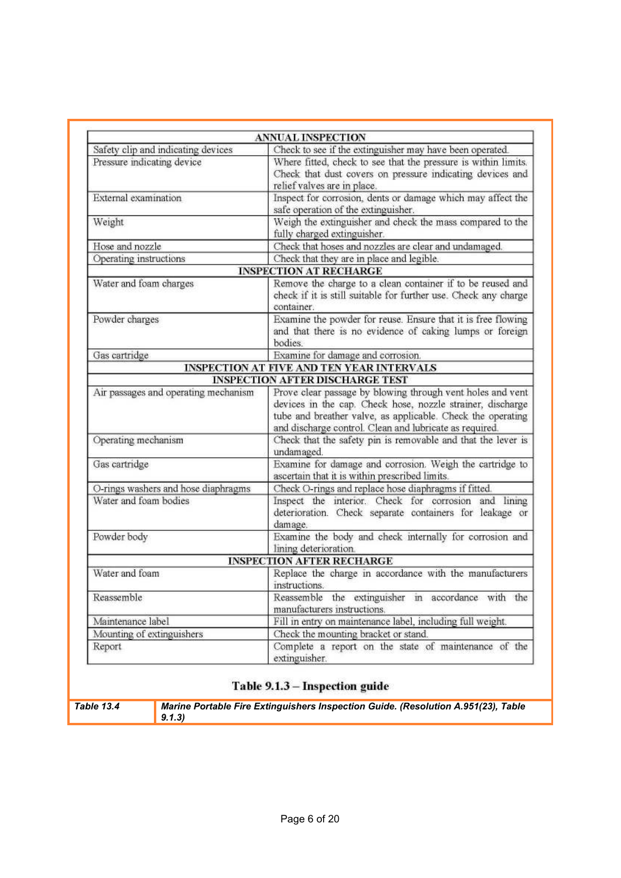| ANNUAL INSPECTION | |
|---|---|
| Safety clip and indicating devices | Check to see if the extinguisher may have been operated. |
| Pressure indicating device | Where fitted, check to see that the pressure is within limits. Check that dust covers on pressure indicating devices and relief valves are in place. |
| External examination | Inspect for corrosion, dents or damage which may affect the safe operation of the extinguisher. |
| Weight | Weigh the extinguisher and check the mass compared to the fully charged extinguisher. |
| Hose and nozzle | Check that hoses and nozzles are clear and undamaged. |
| Operating instructions | Check that they are in place and legible. |
| **INSPECTION AT RECHARGE** | |
| Water and foam charges | Remove the charge to a clean container if to be reused and check if it is still suitable for further use. Check any charge container. |
| Powder charges | Examine the powder for reuse. Ensure that it is free flowing and that there is no evidence of caking lumps or foreign bodies. |
| Gas cartridge | Examine for damage and corrosion. |
| **INSPECTION AT FIVE AND TEN YEAR INTERVALS** | |
| **INSPECTION AFTER DISCHARGE TEST** | |
| Air passages and operating mechanism | Prove clear passage by blowing through vent holes and vent devices in the cap. Check hose, nozzle strainer, discharge tube and breather valve, as applicable. Check the operating and discharge control. Clean and lubricate as required. |
| Operating mechanism | Check that the safety pin is removable and that the lever is undamaged. |
| Gas cartridge | Examine for damage and corrosion. Weigh the cartridge to ascertain that it is within prescribed limits. |
| O-rings washers and hose diaphragms | Check O-rings and replace hose diaphragms if fitted. |
| Water and foam bodies | Inspect the interior. Check for corrosion and lining deterioration. Check separate containers for leakage or damage. |
| Powder body | Examine the body and check internally for corrosion and lining deterioration. |
| **INSPECTION AFTER RECHARGE** | |
| Water and foam | Replace the charge in accordance with the manufacturers instructions. |
| Reassemble | Reassemble the extinguisher in accordance with the manufacturers instructions. |
| Maintenance label | Fill in entry on maintenance label, including full weight. |
| Mounting of extinguishers | Check the mounting bracket or stand. |
| Report | Complete a report on the state of maintenance of the extinguisher. |

**Table 9.1.3 – Inspection guide**

| *Table 13.4* | *Marine Portable Fire Extinguishers Inspection Guide. (Resolution A.951(23), Table 9.1.3)* |
|---|---|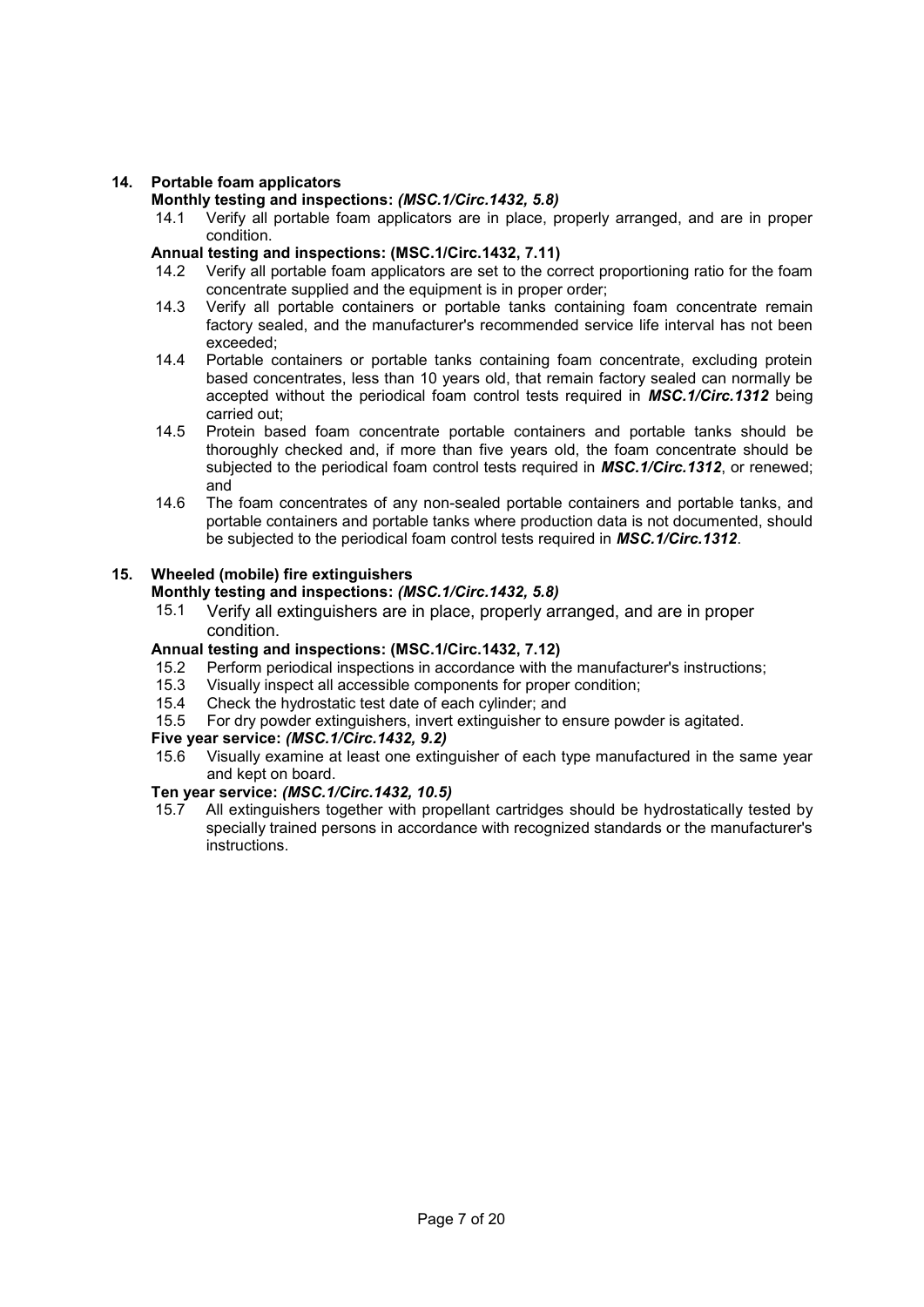## 14. Portable foam applicators

**Monthly testing and inspections:** ***(MSC.1/Circ.1432, 5.8)***

14.1 Verify all portable foam applicators are in place, properly arranged, and are in proper condition.

**Annual testing and inspections: (MSC.1/Circ.1432, 7.11)**

14.2 Verify all portable foam applicators are set to the correct proportioning ratio for the foam concentrate supplied and the equipment is in proper order;

14.3 Verify all portable containers or portable tanks containing foam concentrate remain factory sealed, and the manufacturer's recommended service life interval has not been exceeded;

14.4 Portable containers or portable tanks containing foam concentrate, excluding protein based concentrates, less than 10 years old, that remain factory sealed can normally be accepted without the periodical foam control tests required in ***MSC.1/Circ.1312*** being carried out;

14.5 Protein based foam concentrate portable containers and portable tanks should be thoroughly checked and, if more than five years old, the foam concentrate should be subjected to the periodical foam control tests required in ***MSC.1/Circ.1312***, or renewed; and

14.6 The foam concentrates of any non-sealed portable containers and portable tanks, and portable containers and portable tanks where production data is not documented, should be subjected to the periodical foam control tests required in ***MSC.1/Circ.1312***.

## 15. Wheeled (mobile) fire extinguishers

**Monthly testing and inspections:** ***(MSC.1/Circ.1432, 5.8)***

15.1 Verify all extinguishers are in place, properly arranged, and are in proper condition.

**Annual testing and inspections: (MSC.1/Circ.1432, 7.12)**

15.2 Perform periodical inspections in accordance with the manufacturer's instructions;

15.3 Visually inspect all accessible components for proper condition;

15.4 Check the hydrostatic test date of each cylinder; and

15.5 For dry powder extinguishers, invert extinguisher to ensure powder is agitated.

**Five year service:** ***(MSC.1/Circ.1432, 9.2)***

15.6 Visually examine at least one extinguisher of each type manufactured in the same year and kept on board.

**Ten year service:** ***(MSC.1/Circ.1432, 10.5)***

15.7 All extinguishers together with propellant cartridges should be hydrostatically tested by specially trained persons in accordance with recognized standards or the manufacturer's instructions.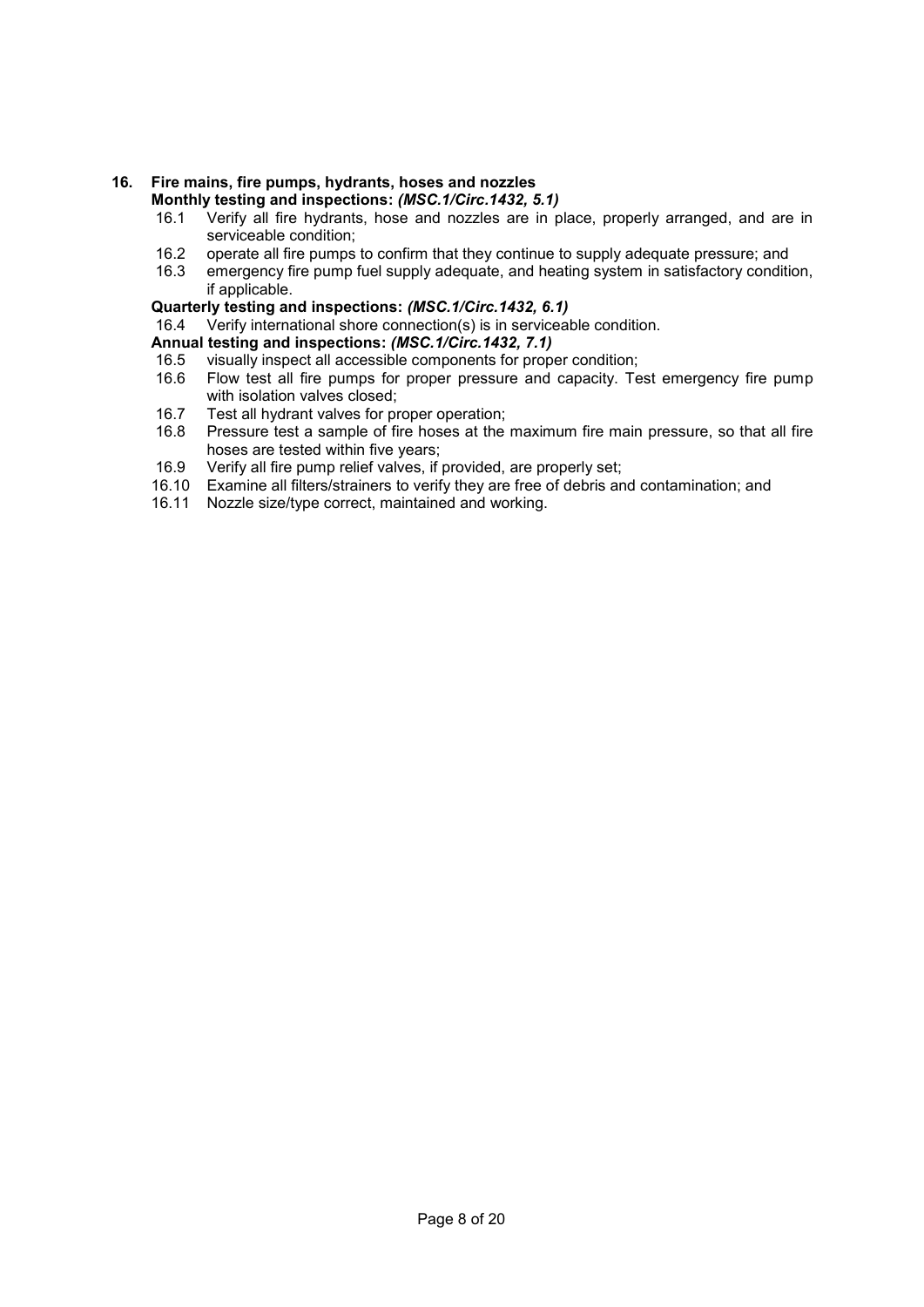## 16. Fire mains, fire pumps, hydrants, hoses and nozzles

**Monthly testing and inspections:** ***(MSC.1/Circ.1432, 5.1)***

16.1 Verify all fire hydrants, hose and nozzles are in place, properly arranged, and are in serviceable condition;

16.2 operate all fire pumps to confirm that they continue to supply adequate pressure; and

16.3 emergency fire pump fuel supply adequate, and heating system in satisfactory condition, if applicable.

**Quarterly testing and inspections:** ***(MSC.1/Circ.1432, 6.1)***

16.4 Verify international shore connection(s) is in serviceable condition.

**Annual testing and inspections:** ***(MSC.1/Circ.1432, 7.1)***

16.5 visually inspect all accessible components for proper condition;

16.6 Flow test all fire pumps for proper pressure and capacity. Test emergency fire pump with isolation valves closed;

16.7 Test all hydrant valves for proper operation;

16.8 Pressure test a sample of fire hoses at the maximum fire main pressure, so that all fire hoses are tested within five years;

16.9 Verify all fire pump relief valves, if provided, are properly set;

16.10 Examine all filters/strainers to verify they are free of debris and contamination; and

16.11 Nozzle size/type correct, maintained and working.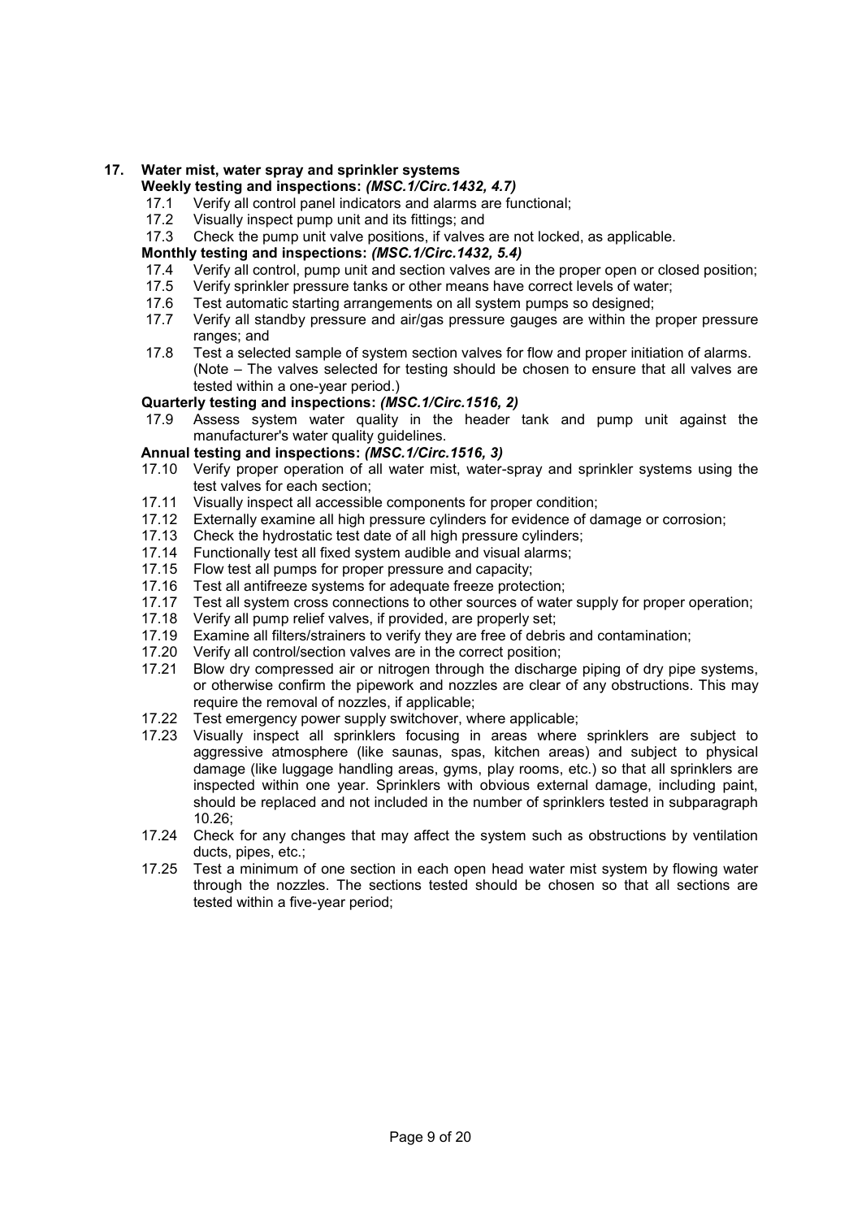## 17. Water mist, water spray and sprinkler systems

**Weekly testing and inspections:** ***(MSC.1/Circ.1432, 4.7)***

17.1 Verify all control panel indicators and alarms are functional;

17.2 Visually inspect pump unit and its fittings; and

17.3 Check the pump unit valve positions, if valves are not locked, as applicable.

**Monthly testing and inspections:** ***(MSC.1/Circ.1432, 5.4)***

17.4 Verify all control, pump unit and section valves are in the proper open or closed position;

17.5 Verify sprinkler pressure tanks or other means have correct levels of water;

17.6 Test automatic starting arrangements on all system pumps so designed;

17.7 Verify all standby pressure and air/gas pressure gauges are within the proper pressure ranges; and

17.8 Test a selected sample of system section valves for flow and proper initiation of alarms. (Note – The valves selected for testing should be chosen to ensure that all valves are tested within a one-year period.)

**Quarterly testing and inspections:** ***(MSC.1/Circ.1516, 2)***

17.9 Assess system water quality in the header tank and pump unit against the manufacturer's water quality guidelines.

**Annual testing and inspections:** ***(MSC.1/Circ.1516, 3)***

17.10 Verify proper operation of all water mist, water-spray and sprinkler systems using the test valves for each section;

17.11 Visually inspect all accessible components for proper condition;

17.12 Externally examine all high pressure cylinders for evidence of damage or corrosion;

17.13 Check the hydrostatic test date of all high pressure cylinders;

17.14 Functionally test all fixed system audible and visual alarms;

17.15 Flow test all pumps for proper pressure and capacity;

17.16 Test all antifreeze systems for adequate freeze protection;

17.17 Test all system cross connections to other sources of water supply for proper operation;

17.18 Verify all pump relief valves, if provided, are properly set;

17.19 Examine all filters/strainers to verify they are free of debris and contamination;

17.20 Verify all control/section valves are in the correct position;

17.21 Blow dry compressed air or nitrogen through the discharge piping of dry pipe systems, or otherwise confirm the pipework and nozzles are clear of any obstructions. This may require the removal of nozzles, if applicable;

17.22 Test emergency power supply switchover, where applicable;

17.23 Visually inspect all sprinklers focusing in areas where sprinklers are subject to aggressive atmosphere (like saunas, spas, kitchen areas) and subject to physical damage (like luggage handling areas, gyms, play rooms, etc.) so that all sprinklers are inspected within one year. Sprinklers with obvious external damage, including paint, should be replaced and not included in the number of sprinklers tested in subparagraph 10.26;

17.24 Check for any changes that may affect the system such as obstructions by ventilation ducts, pipes, etc.;

17.25 Test a minimum of one section in each open head water mist system by flowing water through the nozzles. The sections tested should be chosen so that all sections are tested within a five-year period;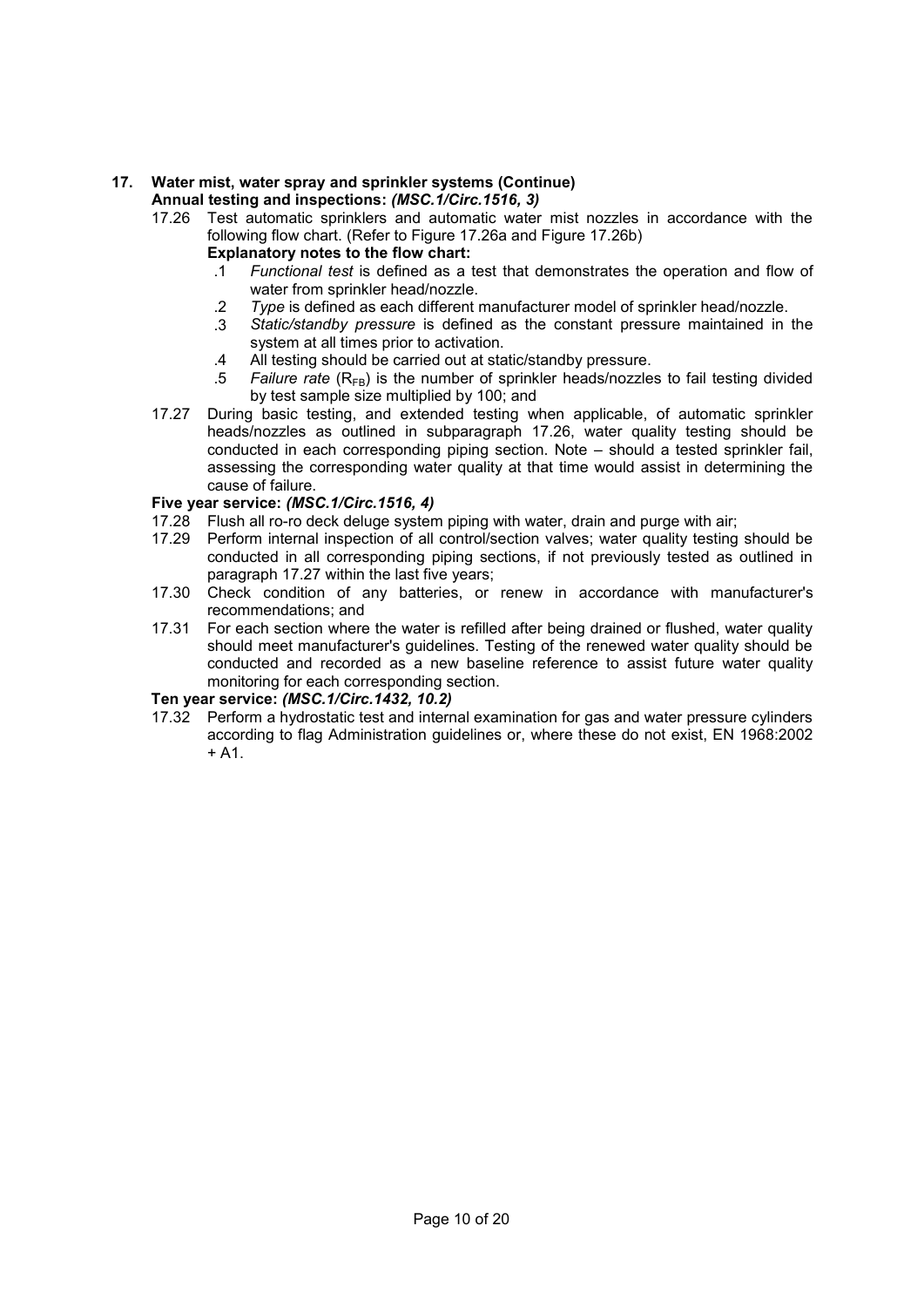## 17. Water mist, water spray and sprinkler systems (Continue)

**Annual testing and inspections:** ***(MSC.1/Circ.1516, 3)***

17.26 Test automatic sprinklers and automatic water mist nozzles in accordance with the following flow chart. (Refer to Figure 17.26a and Figure 17.26b)

**Explanatory notes to the flow chart:**

.1 *Functional test* is defined as a test that demonstrates the operation and flow of water from sprinkler head/nozzle.

.2 *Type* is defined as each different manufacturer model of sprinkler head/nozzle.

.3 *Static/standby pressure* is defined as the constant pressure maintained in the system at all times prior to activation.

.4 All testing should be carried out at static/standby pressure.

.5 *Failure rate* ($R_{FB}$) is the number of sprinkler heads/nozzles to fail testing divided by test sample size multiplied by 100; and

17.27 During basic testing, and extended testing when applicable, of automatic sprinkler heads/nozzles as outlined in subparagraph 17.26, water quality testing should be conducted in each corresponding piping section. Note – should a tested sprinkler fail, assessing the corresponding water quality at that time would assist in determining the cause of failure.

**Five year service:** ***(MSC.1/Circ.1516, 4)***

17.28 Flush all ro-ro deck deluge system piping with water, drain and purge with air;

17.29 Perform internal inspection of all control/section valves; water quality testing should be conducted in all corresponding piping sections, if not previously tested as outlined in paragraph 17.27 within the last five years;

17.30 Check condition of any batteries, or renew in accordance with manufacturer's recommendations; and

17.31 For each section where the water is refilled after being drained or flushed, water quality should meet manufacturer's guidelines. Testing of the renewed water quality should be conducted and recorded as a new baseline reference to assist future water quality monitoring for each corresponding section.

**Ten year service:** ***(MSC.1/Circ.1432, 10.2)***

17.32 Perform a hydrostatic test and internal examination for gas and water pressure cylinders according to flag Administration guidelines or, where these do not exist, EN 1968:2002 + A1.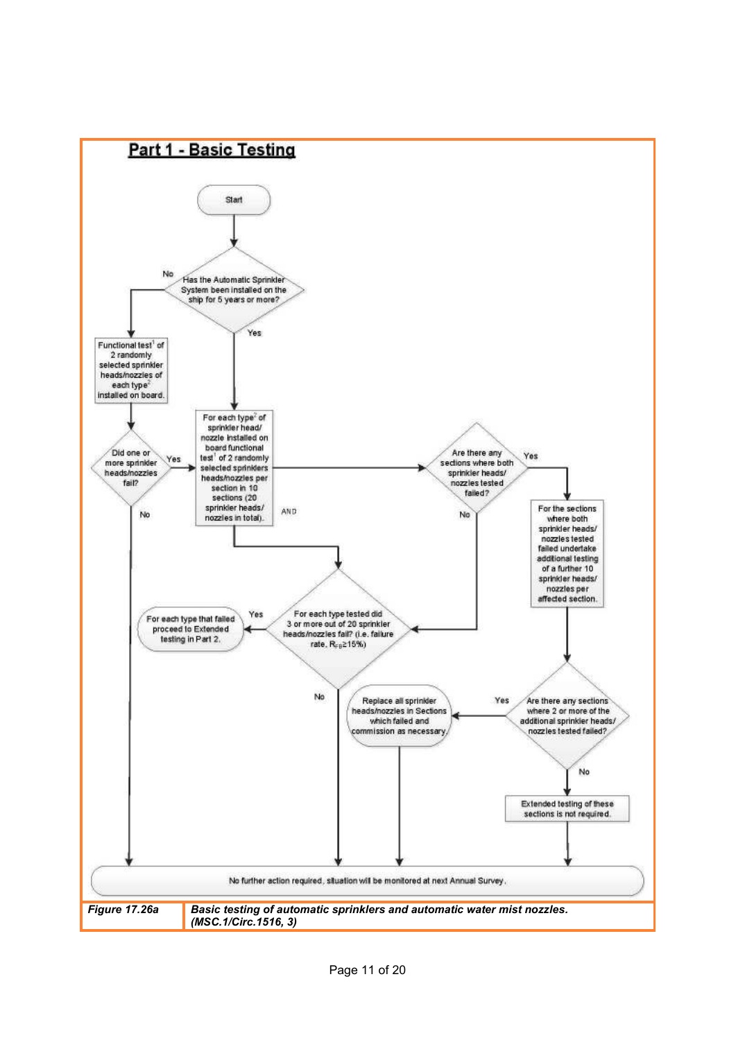## Part 1 - Basic Testing

Start

Has the Automatic Sprinkler System been installed on the ship for 5 years or more?

- No → Functional test[1] of 2 randomly selected sprinkler heads/nozzles of each type[2] installed on board.
  - Did one or more sprinkler heads/nozzles fail?
    - Yes → (go to "For each type[2] of sprinkler head/nozzle...")
    - No → No further action required, situation will be monitored at next Annual Survey.
- Yes → For each type[2] of sprinkler head/nozzle installed on board functional test[1] of 2 randomly selected sprinklers heads/nozzles per section in 10 sections (20 sprinkler heads/nozzles in total).

AND

- Are there any sections where both sprinkler heads/nozzles tested failed?
  - Yes → For the sections where both sprinkler heads/nozzles tested failed undertake additional testing of a further 10 sprinkler heads/nozzles per affected section.
    - Are there any sections where 2 or more of the additional sprinkler heads/nozzles tested failed?
      - Yes → Replace all sprinkler heads/nozzles in Sections which failed and commission as necessary. → No further action required, situation will be monitored at next Annual Survey.
      - No → Extended testing of these sections is not required. → No further action required, situation will be monitored at next Annual Survey.
  - No → (go to "For each type tested...")
- For each type tested did 3 or more out of 20 sprinkler heads/nozzles fail? (i.e. failure rate, $R_{FB} \geq 15\%$)
  - Yes → For each type that failed proceed to Extended testing in Part 2.
  - No → No further action required, situation will be monitored at next Annual Survey.

| *Figure 17.26a* | ***Basic testing of automatic sprinklers and automatic water mist nozzles. (MSC.1/Circ.1516, 3)*** |
|---|---|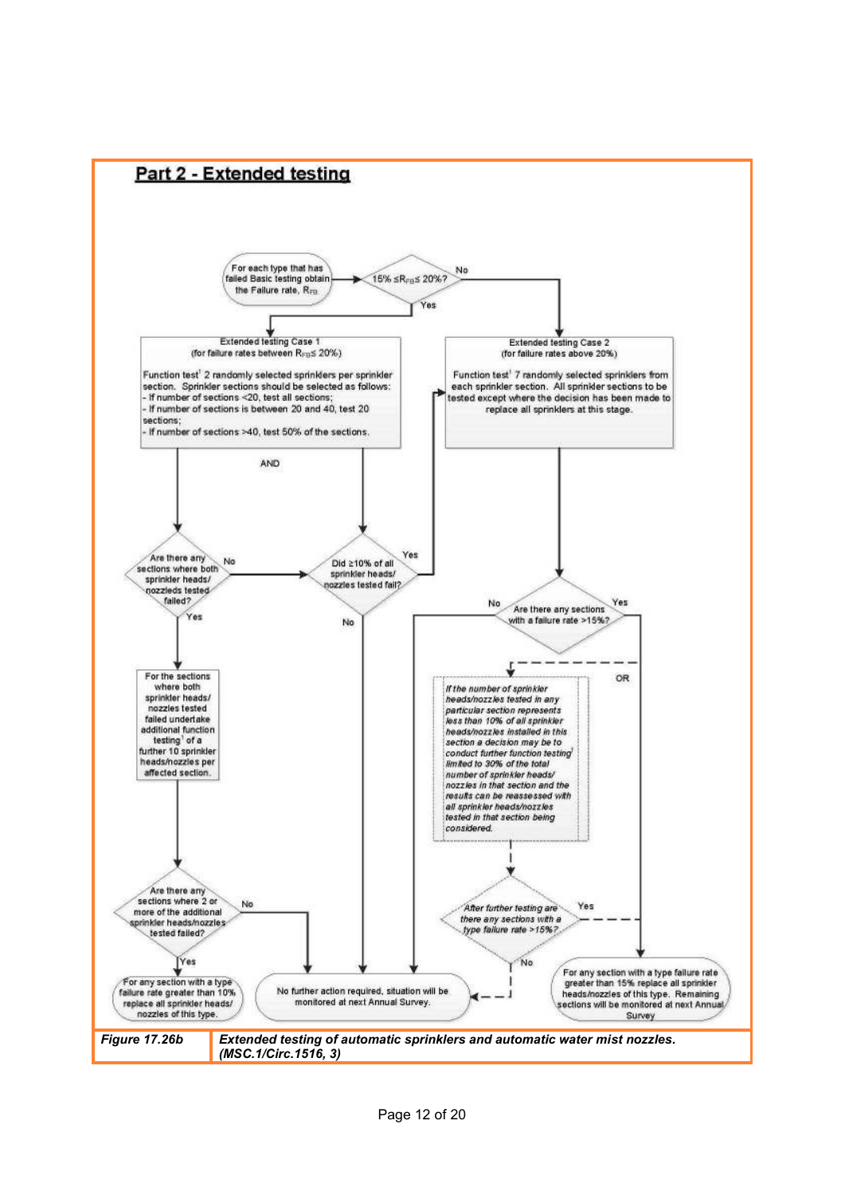## Part 2 - Extended testing

For each type that has failed Basic testing obtain the Failure rate, $R_{FB}$

$15\% \leq R_{FB} \leq 20\%$?

Yes → **Extended testing Case 1** (for failure rates between $R_{FB} \leq 20\%$)

Function test[1] 2 randomly selected sprinklers per sprinkler section. Sprinkler sections should be selected as follows:
- If number of sections <20, test all sections;
- If number of sections is between 20 and 40, test 20 sections;
- If number of sections >40, test 50% of the sections.

AND

No → **Extended testing Case 2** (for failure rates above 20%)

Function test[1] 7 randomly selected sprinklers from each sprinkler section. All sprinkler sections to be tested except where the decision has been made to replace all sprinklers at this stage.

Are there any sections where both sprinkler heads/ nozzleds tested failed?
- No → Did ≥10% of all sprinkler heads/ nozzles tested fail?
- Yes → For the sections where both sprinkler heads/ nozzles tested failed undertake additional function testing[1] of a further 10 sprinkler heads/nozzles per affected section.

Did ≥10% of all sprinkler heads/ nozzles tested fail?
- Yes → Extended testing Case 2
- No → No further action required, situation will be monitored at next Annual Survey.

Are there any sections where 2 or more of the additional sprinkler heads/nozzles tested failed?
- Yes → For any section with a type failure rate greater than 10% replace all sprinkler heads/ nozzles of this type.
- No → No further action required, situation will be monitored at next Annual Survey.

Are there any sections with a failure rate >15%?
- No → No further action required, situation will be monitored at next Annual Survey.
- Yes → For any section with a type failure rate greater than 15% replace all sprinkler heads/nozzles of this type. Remaining sections will be monitored at next Annual Survey
- OR → *If the number of sprinkler heads/nozzles tested in any particular section represents less than 10% of all sprinkler heads/nozzles installed in this section a decision may be to conduct further function testing[1] limited to 30% of the total number of sprinkler heads/ nozzles in that section and the results can be reassessed with all sprinkler heads/nozzles tested in that section being considered.*

*After further testing are there any sections with a type failure rate >15%?*
- Yes → For any section with a type failure rate greater than 15% replace all sprinkler heads/nozzles of this type. Remaining sections will be monitored at next Annual Survey
- No → No further action required, situation will be monitored at next Annual Survey.

| ***Figure 17.26b*** | ***Extended testing of automatic sprinklers and automatic water mist nozzles. (MSC.1/Circ.1516, 3)*** |
|---|---|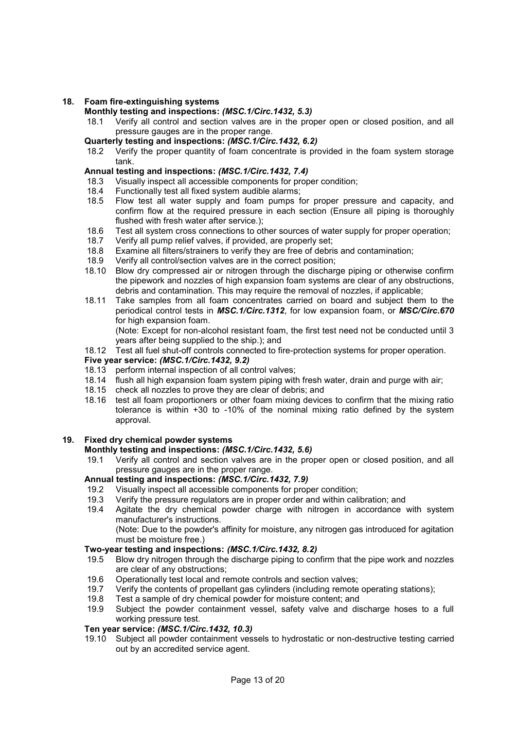## 18. Foam fire-extinguishing systems

**Monthly testing and inspections:** ***(MSC.1/Circ.1432, 5.3)***

18.1 Verify all control and section valves are in the proper open or closed position, and all pressure gauges are in the proper range.

**Quarterly testing and inspections:** ***(MSC.1/Circ.1432, 6.2)***

18.2 Verify the proper quantity of foam concentrate is provided in the foam system storage tank.

**Annual testing and inspections:** ***(MSC.1/Circ.1432, 7.4)***

18.3 Visually inspect all accessible components for proper condition;

18.4 Functionally test all fixed system audible alarms;

18.5 Flow test all water supply and foam pumps for proper pressure and capacity, and confirm flow at the required pressure in each section (Ensure all piping is thoroughly flushed with fresh water after service.);

18.6 Test all system cross connections to other sources of water supply for proper operation;

18.7 Verify all pump relief valves, if provided, are properly set;

18.8 Examine all filters/strainers to verify they are free of debris and contamination;

18.9 Verify all control/section valves are in the correct position;

18.10 Blow dry compressed air or nitrogen through the discharge piping or otherwise confirm the pipework and nozzles of high expansion foam systems are clear of any obstructions, debris and contamination. This may require the removal of nozzles, if applicable;

18.11 Take samples from all foam concentrates carried on board and subject them to the periodical control tests in ***MSC.1/Circ.1312***, for low expansion foam, or ***MSC/Circ.670*** for high expansion foam.
(Note: Except for non-alcohol resistant foam, the first test need not be conducted until 3 years after being supplied to the ship.); and

18.12 Test all fuel shut-off controls connected to fire-protection systems for proper operation.

**Five year service:** ***(MSC.1/Circ.1432, 9.2)***

18.13 perform internal inspection of all control valves;

18.14 flush all high expansion foam system piping with fresh water, drain and purge with air;

18.15 check all nozzles to prove they are clear of debris; and

18.16 test all foam proportioners or other foam mixing devices to confirm that the mixing ratio tolerance is within +30 to -10% of the nominal mixing ratio defined by the system approval.

## 19. Fixed dry chemical powder systems

**Monthly testing and inspections:** ***(MSC.1/Circ.1432, 5.6)***

19.1 Verify all control and section valves are in the proper open or closed position, and all pressure gauges are in the proper range.

**Annual testing and inspections:** ***(MSC.1/Circ.1432, 7.9)***

19.2 Visually inspect all accessible components for proper condition;

19.3 Verify the pressure regulators are in proper order and within calibration; and

19.4 Agitate the dry chemical powder charge with nitrogen in accordance with system manufacturer's instructions.
(Note: Due to the powder's affinity for moisture, any nitrogen gas introduced for agitation must be moisture free.)

**Two-year testing and inspections:** ***(MSC.1/Circ.1432, 8.2)***

19.5 Blow dry nitrogen through the discharge piping to confirm that the pipe work and nozzles are clear of any obstructions;

19.6 Operationally test local and remote controls and section valves;

19.7 Verify the contents of propellant gas cylinders (including remote operating stations);

19.8 Test a sample of dry chemical powder for moisture content; and

19.9 Subject the powder containment vessel, safety valve and discharge hoses to a full working pressure test.

**Ten year service:** ***(MSC.1/Circ.1432, 10.3)***

19.10 Subject all powder containment vessels to hydrostatic or non-destructive testing carried out by an accredited service agent.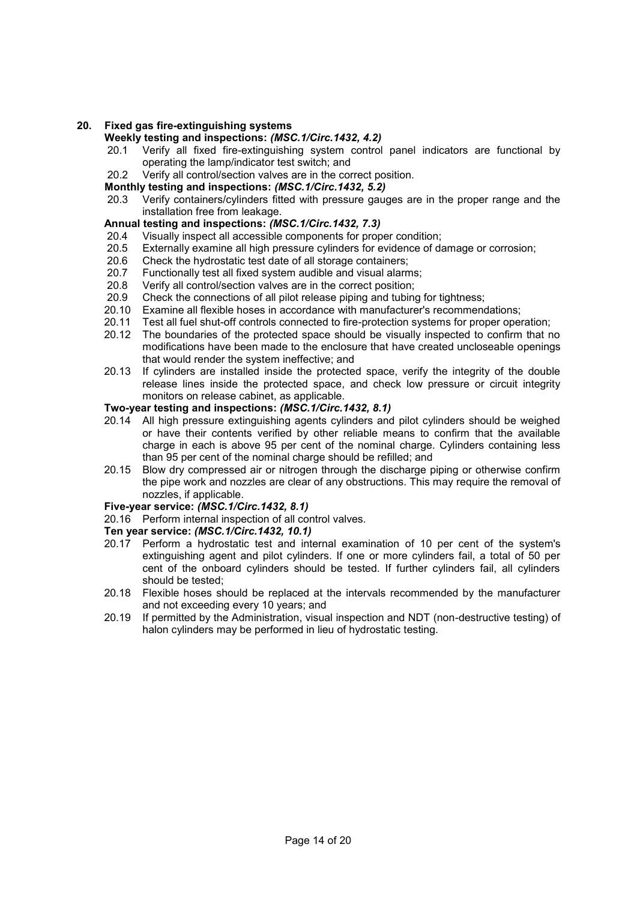## 20. Fixed gas fire-extinguishing systems

**Weekly testing and inspections:** ***(MSC.1/Circ.1432, 4.2)***

- 20.1 Verify all fixed fire-extinguishing system control panel indicators are functional by operating the lamp/indicator test switch; and
- 20.2 Verify all control/section valves are in the correct position.

**Monthly testing and inspections:** ***(MSC.1/Circ.1432, 5.2)***

- 20.3 Verify containers/cylinders fitted with pressure gauges are in the proper range and the installation free from leakage.

**Annual testing and inspections:** ***(MSC.1/Circ.1432, 7.3)***

- 20.4 Visually inspect all accessible components for proper condition;
- 20.5 Externally examine all high pressure cylinders for evidence of damage or corrosion;
- 20.6 Check the hydrostatic test date of all storage containers;
- 20.7 Functionally test all fixed system audible and visual alarms;
- 20.8 Verify all control/section valves are in the correct position;
- 20.9 Check the connections of all pilot release piping and tubing for tightness;
- 20.10 Examine all flexible hoses in accordance with manufacturer's recommendations;
- 20.11 Test all fuel shut-off controls connected to fire-protection systems for proper operation;
- 20.12 The boundaries of the protected space should be visually inspected to confirm that no modifications have been made to the enclosure that have created uncloseable openings that would render the system ineffective; and
- 20.13 If cylinders are installed inside the protected space, verify the integrity of the double release lines inside the protected space, and check low pressure or circuit integrity monitors on release cabinet, as applicable.

**Two-year testing and inspections:** ***(MSC.1/Circ.1432, 8.1)***

- 20.14 All high pressure extinguishing agents cylinders and pilot cylinders should be weighed or have their contents verified by other reliable means to confirm that the available charge in each is above 95 per cent of the nominal charge. Cylinders containing less than 95 per cent of the nominal charge should be refilled; and
- 20.15 Blow dry compressed air or nitrogen through the discharge piping or otherwise confirm the pipe work and nozzles are clear of any obstructions. This may require the removal of nozzles, if applicable.

**Five-year service:** ***(MSC.1/Circ.1432, 8.1)***

- 20.16 Perform internal inspection of all control valves.

**Ten year service:** ***(MSC.1/Circ.1432, 10.1)***

- 20.17 Perform a hydrostatic test and internal examination of 10 per cent of the system's extinguishing agent and pilot cylinders. If one or more cylinders fail, a total of 50 per cent of the onboard cylinders should be tested. If further cylinders fail, all cylinders should be tested;
- 20.18 Flexible hoses should be replaced at the intervals recommended by the manufacturer and not exceeding every 10 years; and
- 20.19 If permitted by the Administration, visual inspection and NDT (non-destructive testing) of halon cylinders may be performed in lieu of hydrostatic testing.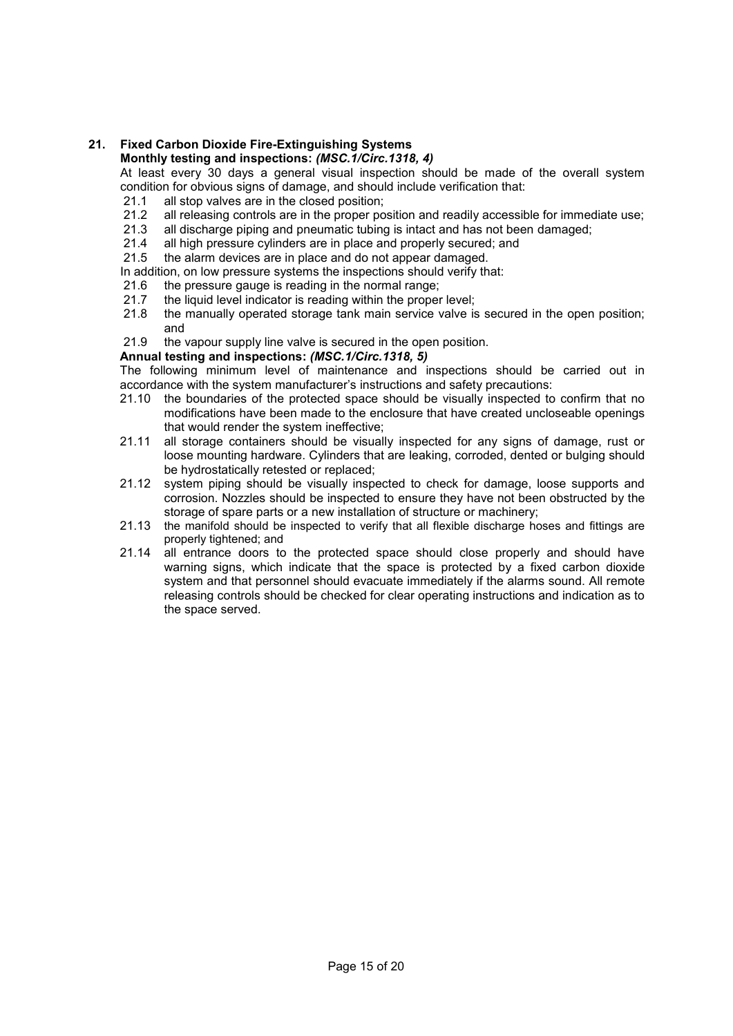## 21. Fixed Carbon Dioxide Fire-Extinguishing Systems

**Monthly testing and inspections:** ***(MSC.1/Circ.1318, 4)***

At least every 30 days a general visual inspection should be made of the overall system condition for obvious signs of damage, and should include verification that:

- 21.1 all stop valves are in the closed position;
- 21.2 all releasing controls are in the proper position and readily accessible for immediate use;
- 21.3 all discharge piping and pneumatic tubing is intact and has not been damaged;
- 21.4 all high pressure cylinders are in place and properly secured; and
- 21.5 the alarm devices are in place and do not appear damaged.

In addition, on low pressure systems the inspections should verify that:

- 21.6 the pressure gauge is reading in the normal range;
- 21.7 the liquid level indicator is reading within the proper level;
- 21.8 the manually operated storage tank main service valve is secured in the open position; and
- 21.9 the vapour supply line valve is secured in the open position.

**Annual testing and inspections:** ***(MSC.1/Circ.1318, 5)***

The following minimum level of maintenance and inspections should be carried out in accordance with the system manufacturer's instructions and safety precautions:

- 21.10 the boundaries of the protected space should be visually inspected to confirm that no modifications have been made to the enclosure that have created uncloseable openings that would render the system ineffective;
- 21.11 all storage containers should be visually inspected for any signs of damage, rust or loose mounting hardware. Cylinders that are leaking, corroded, dented or bulging should be hydrostatically retested or replaced;
- 21.12 system piping should be visually inspected to check for damage, loose supports and corrosion. Nozzles should be inspected to ensure they have not been obstructed by the storage of spare parts or a new installation of structure or machinery;
- 21.13 the manifold should be inspected to verify that all flexible discharge hoses and fittings are properly tightened; and
- 21.14 all entrance doors to the protected space should close properly and should have warning signs, which indicate that the space is protected by a fixed carbon dioxide system and that personnel should evacuate immediately if the alarms sound. All remote releasing controls should be checked for clear operating instructions and indication as to the space served.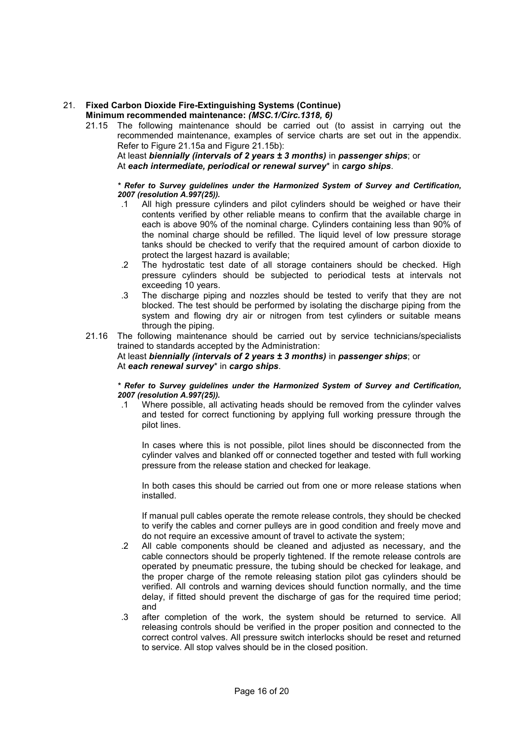## 21. Fixed Carbon Dioxide Fire-Extinguishing Systems (Continue)

**Minimum recommended maintenance:** ***(MSC.1/Circ.1318, 6)***

21.15 The following maintenance should be carried out (to assist in carrying out the recommended maintenance, examples of service charts are set out in the appendix. Refer to Figure 21.15a and Figure 21.15b):

At least ***biennially (intervals of 2 years ± 3 months)*** in ***passenger ships***; or
At ***each intermediate, periodical or renewal survey**** in ***cargo ships***.

***\* Refer to Survey guidelines under the Harmonized System of Survey and Certification, 2007 (resolution A.997(25)).***

.1 All high pressure cylinders and pilot cylinders should be weighed or have their contents verified by other reliable means to confirm that the available charge in each is above 90% of the nominal charge. Cylinders containing less than 90% of the nominal charge should be refilled. The liquid level of low pressure storage tanks should be checked to verify that the required amount of carbon dioxide to protect the largest hazard is available;

.2 The hydrostatic test date of all storage containers should be checked. High pressure cylinders should be subjected to periodical tests at intervals not exceeding 10 years.

.3 The discharge piping and nozzles should be tested to verify that they are not blocked. The test should be performed by isolating the discharge piping from the system and flowing dry air or nitrogen from test cylinders or suitable means through the piping.

21.16 The following maintenance should be carried out by service technicians/specialists trained to standards accepted by the Administration:

At least ***biennially (intervals of 2 years ± 3 months)*** in ***passenger ships***; or
At ***each renewal survey**** in ***cargo ships***.

***\* Refer to Survey guidelines under the Harmonized System of Survey and Certification, 2007 (resolution A.997(25)).***

.1 Where possible, all activating heads should be removed from the cylinder valves and tested for correct functioning by applying full working pressure through the pilot lines.

In cases where this is not possible, pilot lines should be disconnected from the cylinder valves and blanked off or connected together and tested with full working pressure from the release station and checked for leakage.

In both cases this should be carried out from one or more release stations when installed.

If manual pull cables operate the remote release controls, they should be checked to verify the cables and corner pulleys are in good condition and freely move and do not require an excessive amount of travel to activate the system;

.2 All cable components should be cleaned and adjusted as necessary, and the cable connectors should be properly tightened. If the remote release controls are operated by pneumatic pressure, the tubing should be checked for leakage, and the proper charge of the remote releasing station pilot gas cylinders should be verified. All controls and warning devices should function normally, and the time delay, if fitted should prevent the discharge of gas for the required time period; and

.3 after completion of the work, the system should be returned to service. All releasing controls should be verified in the proper position and connected to the correct control valves. All pressure switch interlocks should be reset and returned to service. All stop valves should be in the closed position.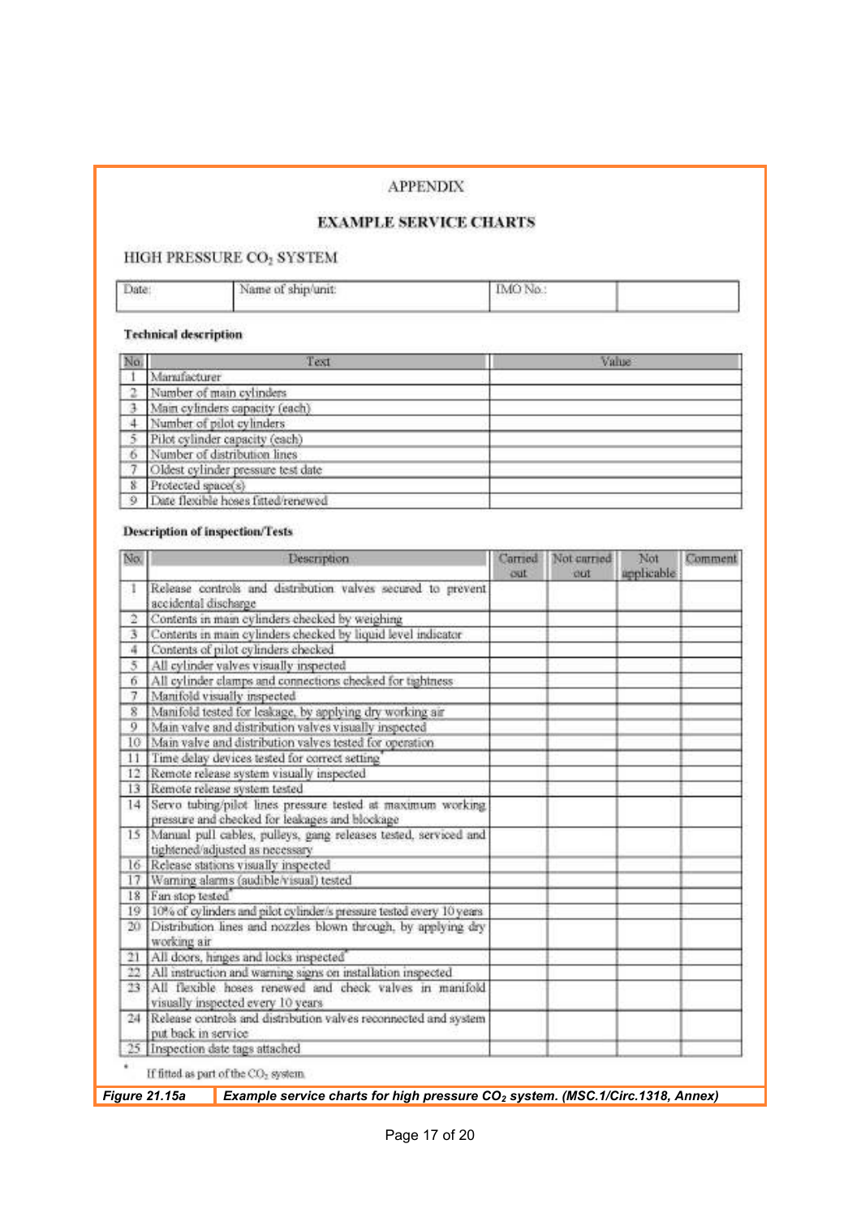APPENDIX

## EXAMPLE SERVICE CHARTS

### HIGH PRESSURE $CO_2$ SYSTEM

| Date: | Name of ship/unit: | IMO No.: | |
|---|---|---|---|

**Technical description**

| No. | Text | Value |
|---|---|---|
| 1 | Manufacturer | |
| 2 | Number of main cylinders | |
| 3 | Main cylinders capacity (each) | |
| 4 | Number of pilot cylinders | |
| 5 | Pilot cylinder capacity (each) | |
| 6 | Number of distribution lines | |
| 7 | Oldest cylinder pressure test date | |
| 8 | Protected space(s) | |
| 9 | Date flexible hoses fitted/renewed | |

**Description of inspection/Tests**

| No. | Description | Carried out | Not carried out | Not applicable | Comment |
|---|---|---|---|---|---|
| 1 | Release controls and distribution valves secured to prevent accidental discharge | | | | |
| 2 | Contents in main cylinders checked by weighing | | | | |
| 3 | Contents in main cylinders checked by liquid level indicator | | | | |
| 4 | Contents of pilot cylinders checked | | | | |
| 5 | All cylinder valves visually inspected | | | | |
| 6 | All cylinder clamps and connections checked for tightness | | | | |
| 7 | Manifold visually inspected | | | | |
| 8 | Manifold tested for leakage, by applying dry working air | | | | |
| 9 | Main valve and distribution valves visually inspected | | | | |
| 10 | Main valve and distribution valves tested for operation | | | | |
| 11 | Time delay devices tested for correct setting* | | | | |
| 12 | Remote release system visually inspected | | | | |
| 13 | Remote release system tested | | | | |
| 14 | Servo tubing/pilot lines pressure tested at maximum working pressure and checked for leakages and blockage | | | | |
| 15 | Manual pull cables, pulleys, gang releases tested, serviced and tightened/adjusted as necessary | | | | |
| 16 | Release stations visually inspected | | | | |
| 17 | Warning alarms (audible/visual) tested | | | | |
| 18 | Fan stop tested* | | | | |
| 19 | 10% of cylinders and pilot cylinder/s pressure tested every 10 years | | | | |
| 20 | Distribution lines and nozzles blown through, by applying dry working air | | | | |
| 21 | All doors, hinges and locks inspected* | | | | |
| 22 | All instruction and warning signs on installation inspected | | | | |
| 23 | All flexible hoses renewed and check valves in manifold visually inspected every 10 years | | | | |
| 24 | Release controls and distribution valves reconnected and system put back in service | | | | |
| 25 | Inspection date tags attached | | | | |

\* If fitted as part of the $CO_2$ system.

***Figure 21.15a*** ***Example service charts for high pressure $CO_2$ system. (MSC.1/Circ.1318, Annex)***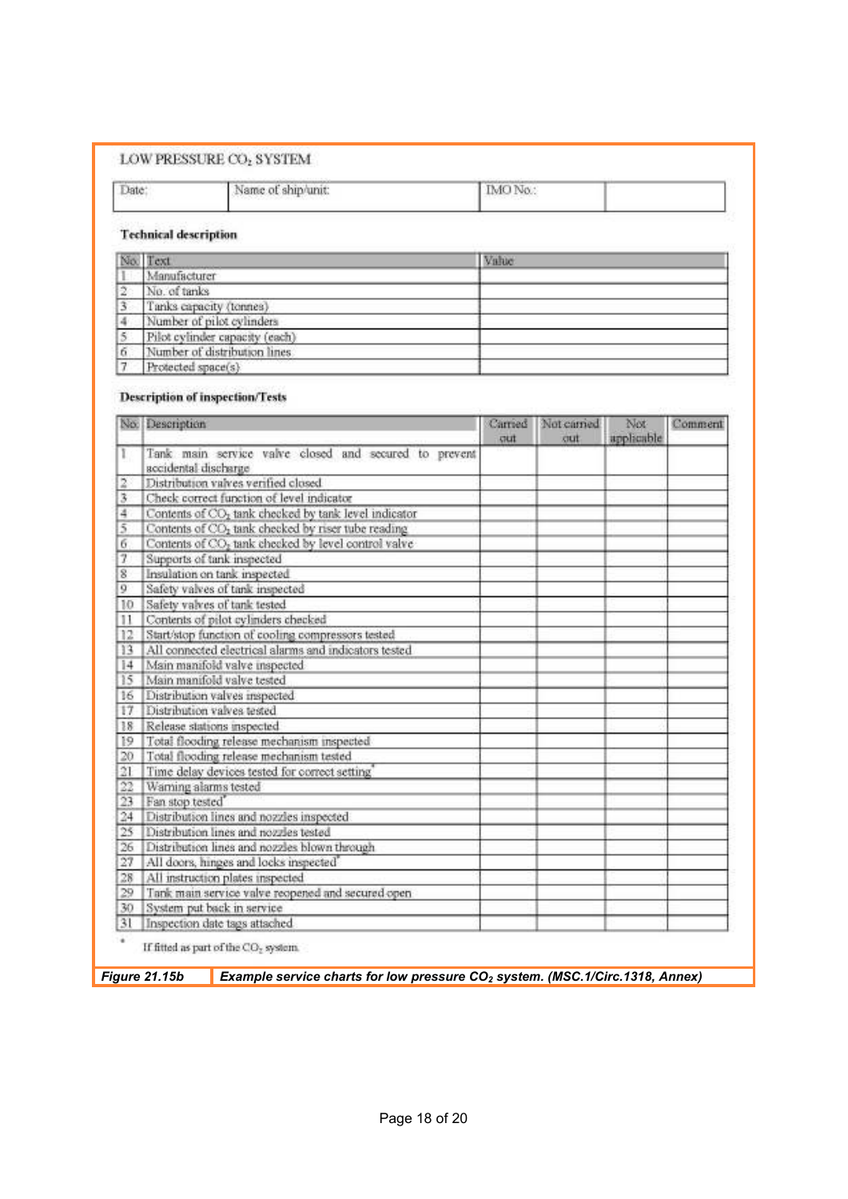LOW PRESSURE $CO_2$ SYSTEM

| Date: | Name of ship/unit: | IMO No.: | |
|---|---|---|---|

**Technical description**

| No. | Text | Value |
|---|---|---|
| 1 | Manufacturer | |
| 2 | No. of tanks | |
| 3 | Tanks capacity (tonnes) | |
| 4 | Number of pilot cylinders | |
| 5 | Pilot cylinder capacity (each) | |
| 6 | Number of distribution lines | |
| 7 | Protected space(s) | |

**Description of inspection/Tests**

| No. | Description | Carried out | Not carried out | Not applicable | Comment |
|---|---|---|---|---|---|
| 1 | Tank main service valve closed and secured to prevent accidental discharge | | | | |
| 2 | Distribution valves verified closed | | | | |
| 3 | Check correct function of level indicator | | | | |
| 4 | Contents of $CO_2$ tank checked by tank level indicator | | | | |
| 5 | Contents of $CO_2$ tank checked by riser tube reading | | | | |
| 6 | Contents of $CO_2$ tank checked by level control valve | | | | |
| 7 | Supports of tank inspected | | | | |
| 8 | Insulation on tank inspected | | | | |
| 9 | Safety valves of tank inspected | | | | |
| 10 | Safety valves of tank tested | | | | |
| 11 | Contents of pilot cylinders checked | | | | |
| 12 | Start/stop function of cooling compressors tested | | | | |
| 13 | All connected electrical alarms and indicators tested | | | | |
| 14 | Main manifold valve inspected | | | | |
| 15 | Main manifold valve tested | | | | |
| 16 | Distribution valves inspected | | | | |
| 17 | Distribution valves tested | | | | |
| 18 | Release stations inspected | | | | |
| 19 | Total flooding release mechanism inspected | | | | |
| 20 | Total flooding release mechanism tested | | | | |
| 21 | Time delay devices tested for correct setting* | | | | |
| 22 | Warning alarms tested | | | | |
| 23 | Fan stop tested* | | | | |
| 24 | Distribution lines and nozzles inspected | | | | |
| 25 | Distribution lines and nozzles tested | | | | |
| 26 | Distribution lines and nozzles blown through | | | | |
| 27 | All doors, hinges and locks inspected* | | | | |
| 28 | All instruction plates inspected | | | | |
| 29 | Tank main service valve reopened and secured open | | | | |
| 30 | System put back in service | | | | |
| 31 | Inspection date tags attached | | | | |

\* If fitted as part of the $CO_2$ system.

***Figure 21.15b*** ***Example service charts for low pressure $CO_2$ system. (MSC.1/Circ.1318, Annex)***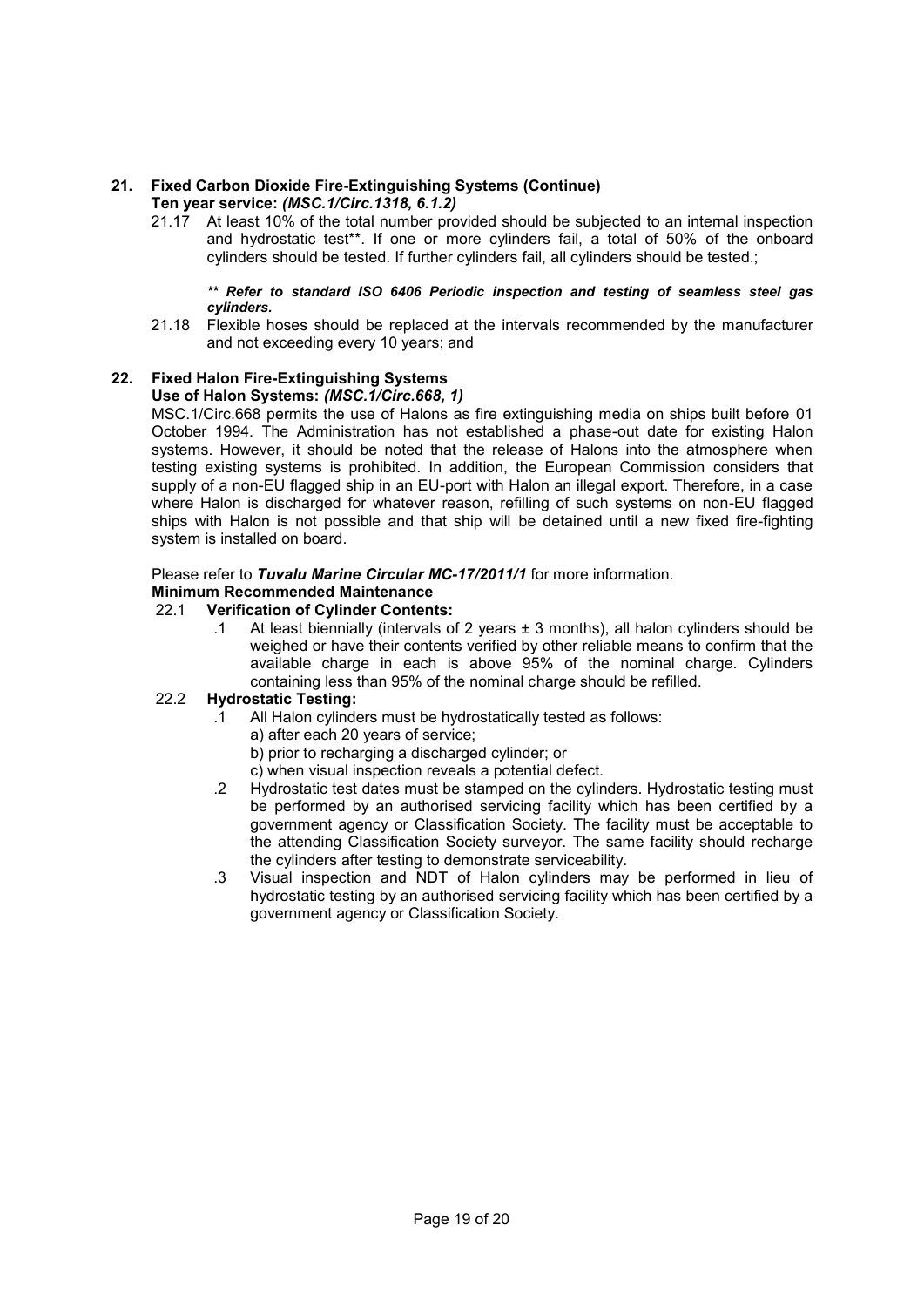## 21. Fixed Carbon Dioxide Fire-Extinguishing Systems (Continue)

**Ten year service:** ***(MSC.1/Circ.1318, 6.1.2)***

21.17 At least 10% of the total number provided should be subjected to an internal inspection and hydrostatic test**. If one or more cylinders fail, a total of 50% of the onboard cylinders should be tested. If further cylinders fail, all cylinders should be tested.;

***\*\* Refer to standard ISO 6406 Periodic inspection and testing of seamless steel gas cylinders.***

21.18 Flexible hoses should be replaced at the intervals recommended by the manufacturer and not exceeding every 10 years; and

## 22. Fixed Halon Fire-Extinguishing Systems

**Use of Halon Systems:** ***(MSC.1/Circ.668, 1)***

MSC.1/Circ.668 permits the use of Halons as fire extinguishing media on ships built before 01 October 1994. The Administration has not established a phase-out date for existing Halon systems. However, it should be noted that the release of Halons into the atmosphere when testing existing systems is prohibited. In addition, the European Commission considers that supply of a non-EU flagged ship in an EU-port with Halon an illegal export. Therefore, in a case where Halon is discharged for whatever reason, refilling of such systems on non-EU flagged ships with Halon is not possible and that ship will be detained until a new fixed fire-fighting system is installed on board.

Please refer to ***Tuvalu Marine Circular MC-17/2011/1*** for more information.

**Minimum Recommended Maintenance**

22.1 **Verification of Cylinder Contents:**

.1 At least biennially (intervals of 2 years ± 3 months), all halon cylinders should be weighed or have their contents verified by other reliable means to confirm that the available charge in each is above 95% of the nominal charge. Cylinders containing less than 95% of the nominal charge should be refilled.

22.2 **Hydrostatic Testing:**

.1 All Halon cylinders must be hydrostatically tested as follows:
a) after each 20 years of service;
b) prior to recharging a discharged cylinder; or
c) when visual inspection reveals a potential defect.

.2 Hydrostatic test dates must be stamped on the cylinders. Hydrostatic testing must be performed by an authorised servicing facility which has been certified by a government agency or Classification Society. The facility must be acceptable to the attending Classification Society surveyor. The same facility should recharge the cylinders after testing to demonstrate serviceability.

.3 Visual inspection and NDT of Halon cylinders may be performed in lieu of hydrostatic testing by an authorised servicing facility which has been certified by a government agency or Classification Society.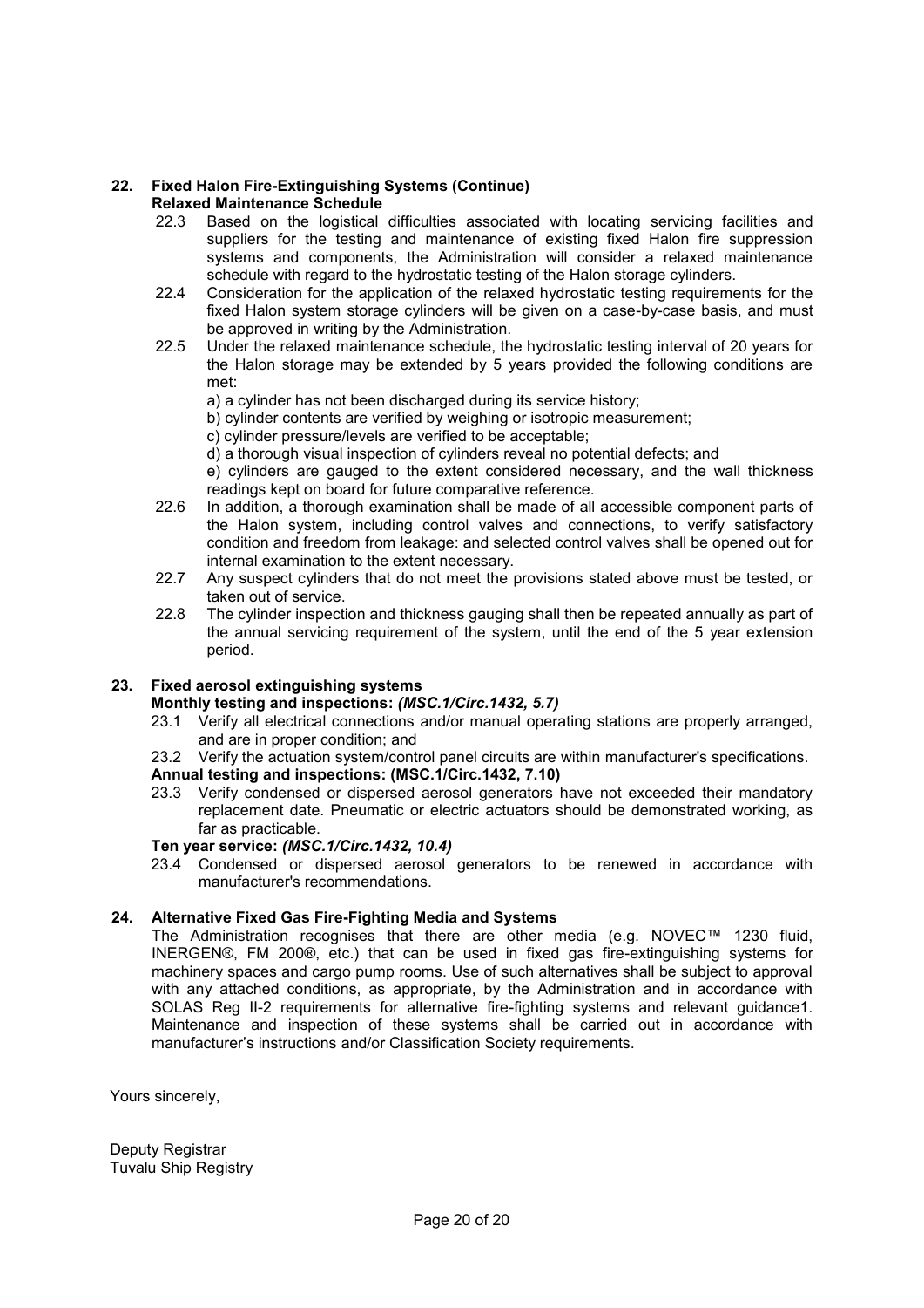## 22. Fixed Halon Fire-Extinguishing Systems (Continue)

**Relaxed Maintenance Schedule**

22.3 Based on the logistical difficulties associated with locating servicing facilities and suppliers for the testing and maintenance of existing fixed Halon fire suppression systems and components, the Administration will consider a relaxed maintenance schedule with regard to the hydrostatic testing of the Halon storage cylinders.

22.4 Consideration for the application of the relaxed hydrostatic testing requirements for the fixed Halon system storage cylinders will be given on a case-by-case basis, and must be approved in writing by the Administration.

22.5 Under the relaxed maintenance schedule, the hydrostatic testing interval of 20 years for the Halon storage may be extended by 5 years provided the following conditions are met:

a) a cylinder has not been discharged during its service history;

b) cylinder contents are verified by weighing or isotropic measurement;

c) cylinder pressure/levels are verified to be acceptable;

d) a thorough visual inspection of cylinders reveal no potential defects; and

e) cylinders are gauged to the extent considered necessary, and the wall thickness readings kept on board for future comparative reference.

22.6 In addition, a thorough examination shall be made of all accessible component parts of the Halon system, including control valves and connections, to verify satisfactory condition and freedom from leakage: and selected control valves shall be opened out for internal examination to the extent necessary.

22.7 Any suspect cylinders that do not meet the provisions stated above must be tested, or taken out of service.

22.8 The cylinder inspection and thickness gauging shall then be repeated annually as part of the annual servicing requirement of the system, until the end of the 5 year extension period.

## 23. Fixed aerosol extinguishing systems

**Monthly testing and inspections:** ***(MSC.1/Circ.1432, 5.7)***

23.1 Verify all electrical connections and/or manual operating stations are properly arranged, and are in proper condition; and

23.2 Verify the actuation system/control panel circuits are within manufacturer's specifications.

**Annual testing and inspections: (MSC.1/Circ.1432, 7.10)**

23.3 Verify condensed or dispersed aerosol generators have not exceeded their mandatory replacement date. Pneumatic or electric actuators should be demonstrated working, as far as practicable.

**Ten year service:** ***(MSC.1/Circ.1432, 10.4)***

23.4 Condensed or dispersed aerosol generators to be renewed in accordance with manufacturer's recommendations.

## 24. Alternative Fixed Gas Fire-Fighting Media and Systems

The Administration recognises that there are other media (e.g. NOVEC™ 1230 fluid, INERGEN®, FM 200®, etc.) that can be used in fixed gas fire-extinguishing systems for machinery spaces and cargo pump rooms. Use of such alternatives shall be subject to approval with any attached conditions, as appropriate, by the Administration and in accordance with SOLAS Reg II-2 requirements for alternative fire-fighting systems and relevant guidance1. Maintenance and inspection of these systems shall be carried out in accordance with manufacturer's instructions and/or Classification Society requirements.

Yours sincerely,

Deputy Registrar
Tuvalu Ship Registry